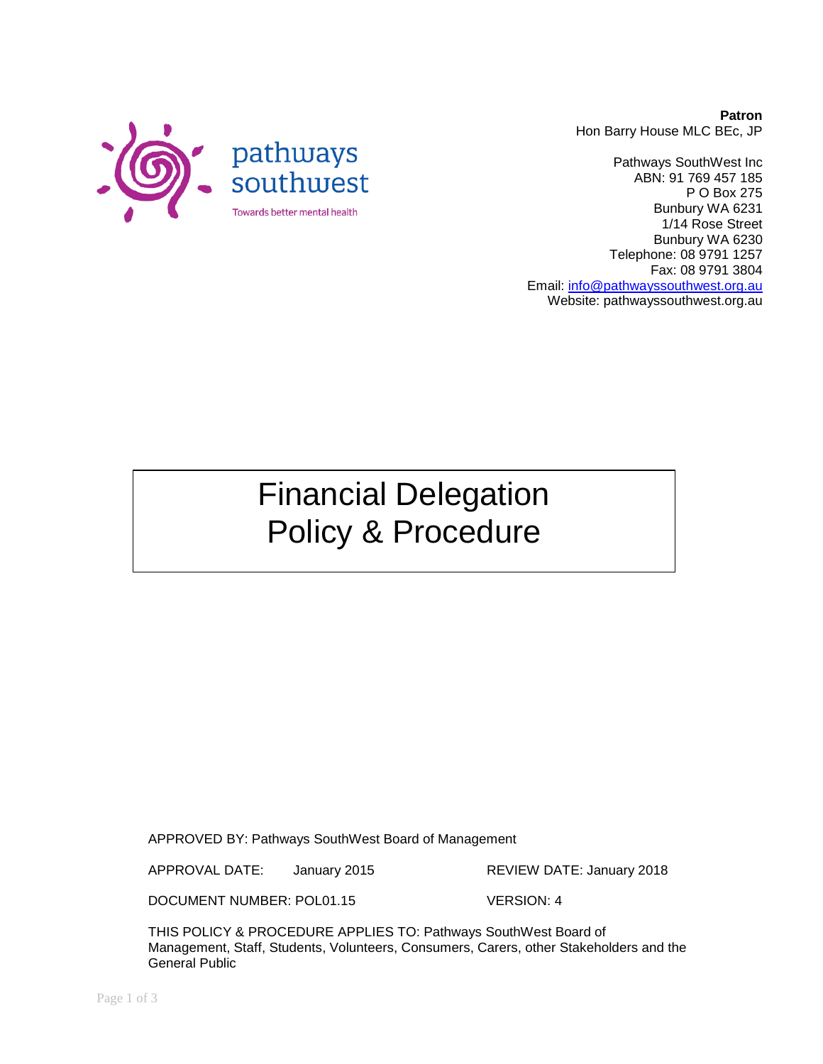pathways southwest

Towards better mental health

**Patron**
Hon Barry House MLC BEc, JP

Pathways SouthWest Inc
ABN: 91 769 457 185
P O Box 275
Bunbury WA 6231
1/14 Rose Street
Bunbury WA 6230
Telephone: 08 9791 1257
Fax: 08 9791 3804
Email: info@pathwayssouthwest.org.au
Website: pathwayssouthwest.org.au

# Financial Delegation Policy & Procedure

APPROVED BY: Pathways SouthWest Board of Management

APPROVAL DATE: January 2015 REVIEW DATE: January 2018

DOCUMENT NUMBER: POL01.15 VERSION: 4

THIS POLICY & PROCEDURE APPLIES TO: Pathways SouthWest Board of Management, Staff, Students, Volunteers, Consumers, Carers, other Stakeholders and the General Public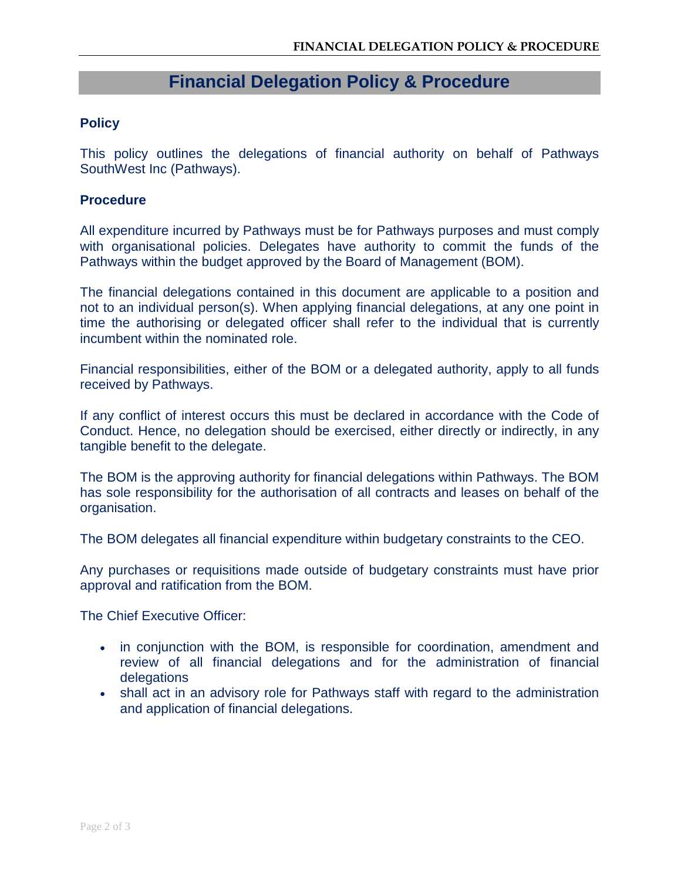# Financial Delegation Policy & Procedure

## Policy

This policy outlines the delegations of financial authority on behalf of Pathways SouthWest Inc (Pathways).

## Procedure

All expenditure incurred by Pathways must be for Pathways purposes and must comply with organisational policies. Delegates have authority to commit the funds of the Pathways within the budget approved by the Board of Management (BOM).

The financial delegations contained in this document are applicable to a position and not to an individual person(s). When applying financial delegations, at any one point in time the authorising or delegated officer shall refer to the individual that is currently incumbent within the nominated role.

Financial responsibilities, either of the BOM or a delegated authority, apply to all funds received by Pathways.

If any conflict of interest occurs this must be declared in accordance with the Code of Conduct. Hence, no delegation should be exercised, either directly or indirectly, in any tangible benefit to the delegate.

The BOM is the approving authority for financial delegations within Pathways. The BOM has sole responsibility for the authorisation of all contracts and leases on behalf of the organisation.

The BOM delegates all financial expenditure within budgetary constraints to the CEO.

Any purchases or requisitions made outside of budgetary constraints must have prior approval and ratification from the BOM.

The Chief Executive Officer:

- in conjunction with the BOM, is responsible for coordination, amendment and review of all financial delegations and for the administration of financial delegations
- shall act in an advisory role for Pathways staff with regard to the administration and application of financial delegations.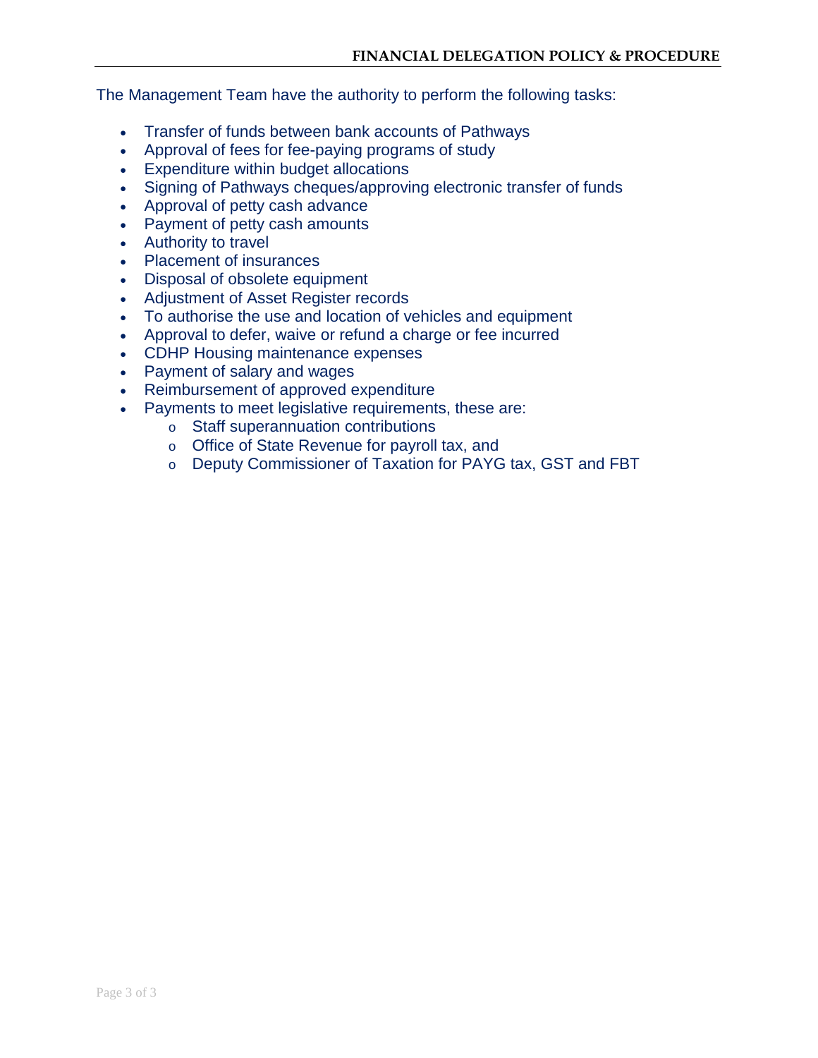The Management Team have the authority to perform the following tasks:

- Transfer of funds between bank accounts of Pathways
- Approval of fees for fee-paying programs of study
- Expenditure within budget allocations
- Signing of Pathways cheques/approving electronic transfer of funds
- Approval of petty cash advance
- Payment of petty cash amounts
- Authority to travel
- Placement of insurances
- Disposal of obsolete equipment
- Adjustment of Asset Register records
- To authorise the use and location of vehicles and equipment
- Approval to defer, waive or refund a charge or fee incurred
- CDHP Housing maintenance expenses
- Payment of salary and wages
- Reimbursement of approved expenditure
- Payments to meet legislative requirements, these are:
  - Staff superannuation contributions
  - Office of State Revenue for payroll tax, and
  - Deputy Commissioner of Taxation for PAYG tax, GST and FBT